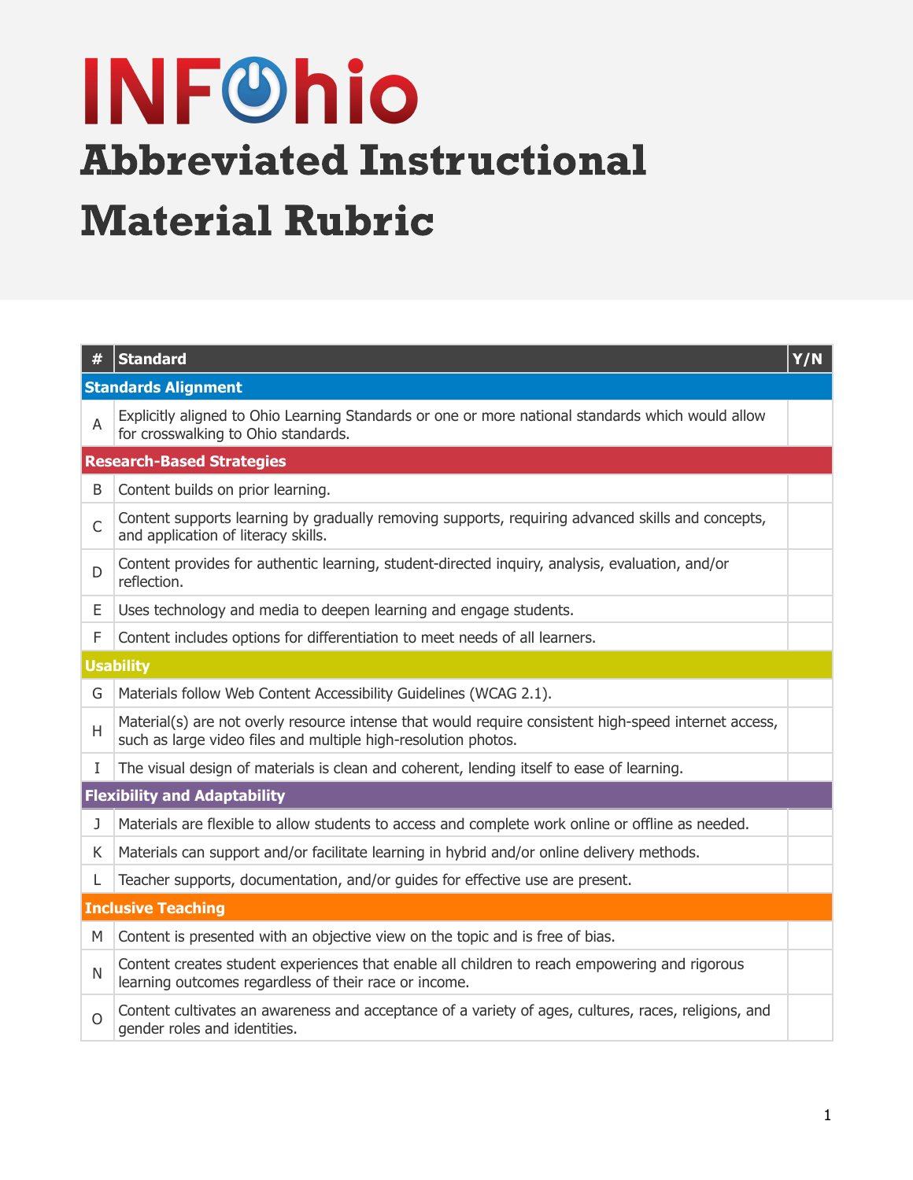# INFOhio

# Abbreviated Instructional Material Rubric

| # | Standard | Y/N |
|---|---|---|
| **Standards Alignment** | | |
| A | Explicitly aligned to Ohio Learning Standards or one or more national standards which would allow for crosswalking to Ohio standards. | |
| **Research-Based Strategies** | | |
| B | Content builds on prior learning. | |
| C | Content supports learning by gradually removing supports, requiring advanced skills and concepts, and application of literacy skills. | |
| D | Content provides for authentic learning, student-directed inquiry, analysis, evaluation, and/or reflection. | |
| E | Uses technology and media to deepen learning and engage students. | |
| F | Content includes options for differentiation to meet needs of all learners. | |
| **Usability** | | |
| G | Materials follow Web Content Accessibility Guidelines (WCAG 2.1). | |
| H | Material(s) are not overly resource intense that would require consistent high-speed internet access, such as large video files and multiple high-resolution photos. | |
| I | The visual design of materials is clean and coherent, lending itself to ease of learning. | |
| **Flexibility and Adaptability** | | |
| J | Materials are flexible to allow students to access and complete work online or offline as needed. | |
| K | Materials can support and/or facilitate learning in hybrid and/or online delivery methods. | |
| L | Teacher supports, documentation, and/or guides for effective use are present. | |
| **Inclusive Teaching** | | |
| M | Content is presented with an objective view on the topic and is free of bias. | |
| N | Content creates student experiences that enable all children to reach empowering and rigorous learning outcomes regardless of their race or income. | |
| O | Content cultivates an awareness and acceptance of a variety of ages, cultures, races, religions, and gender roles and identities. | |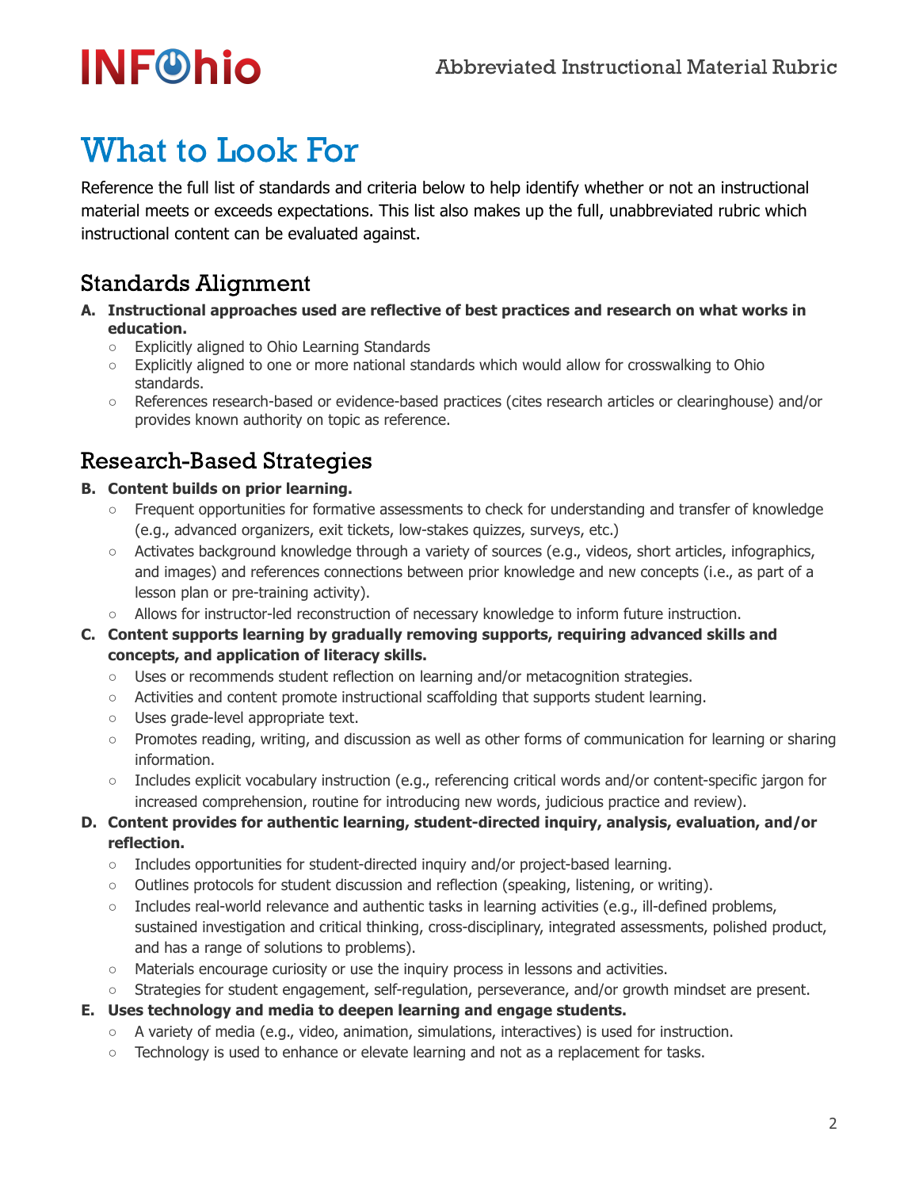# What to Look For

Reference the full list of standards and criteria below to help identify whether or not an instructional material meets or exceeds expectations. This list also makes up the full, unabbreviated rubric which instructional content can be evaluated against.

## Standards Alignment

**A. Instructional approaches used are reflective of best practices and research on what works in education.**

- Explicitly aligned to Ohio Learning Standards
- Explicitly aligned to one or more national standards which would allow for crosswalking to Ohio standards.
- References research-based or evidence-based practices (cites research articles or clearinghouse) and/or provides known authority on topic as reference.

## Research-Based Strategies

**B. Content builds on prior learning.**

- Frequent opportunities for formative assessments to check for understanding and transfer of knowledge (e.g., advanced organizers, exit tickets, low-stakes quizzes, surveys, etc.)
- Activates background knowledge through a variety of sources (e.g., videos, short articles, infographics, and images) and references connections between prior knowledge and new concepts (i.e., as part of a lesson plan or pre-training activity).
- Allows for instructor-led reconstruction of necessary knowledge to inform future instruction.

**C. Content supports learning by gradually removing supports, requiring advanced skills and concepts, and application of literacy skills.**

- Uses or recommends student reflection on learning and/or metacognition strategies.
- Activities and content promote instructional scaffolding that supports student learning.
- Uses grade-level appropriate text.
- Promotes reading, writing, and discussion as well as other forms of communication for learning or sharing information.
- Includes explicit vocabulary instruction (e.g., referencing critical words and/or content-specific jargon for increased comprehension, routine for introducing new words, judicious practice and review).

**D. Content provides for authentic learning, student-directed inquiry, analysis, evaluation, and/or reflection.**

- Includes opportunities for student-directed inquiry and/or project-based learning.
- Outlines protocols for student discussion and reflection (speaking, listening, or writing).
- Includes real-world relevance and authentic tasks in learning activities (e.g., ill-defined problems, sustained investigation and critical thinking, cross-disciplinary, integrated assessments, polished product, and has a range of solutions to problems).
- Materials encourage curiosity or use the inquiry process in lessons and activities.
- Strategies for student engagement, self-regulation, perseverance, and/or growth mindset are present.

**E. Uses technology and media to deepen learning and engage students.**

- A variety of media (e.g., video, animation, simulations, interactives) is used for instruction.
- Technology is used to enhance or elevate learning and not as a replacement for tasks.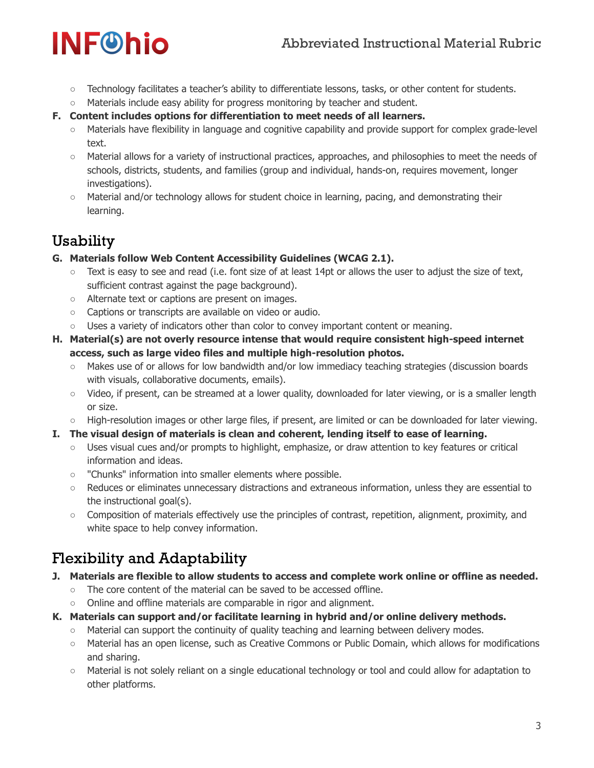- Technology facilitates a teacher's ability to differentiate lessons, tasks, or other content for students.
- Materials include easy ability for progress monitoring by teacher and student.

**F. Content includes options for differentiation to meet needs of all learners.**

- Materials have flexibility in language and cognitive capability and provide support for complex grade-level text.
- Material allows for a variety of instructional practices, approaches, and philosophies to meet the needs of schools, districts, students, and families (group and individual, hands-on, requires movement, longer investigations).
- Material and/or technology allows for student choice in learning, pacing, and demonstrating their learning.

## Usability

**G. Materials follow Web Content Accessibility Guidelines (WCAG 2.1).**

- Text is easy to see and read (i.e. font size of at least 14pt or allows the user to adjust the size of text, sufficient contrast against the page background).
- Alternate text or captions are present on images.
- Captions or transcripts are available on video or audio.
- Uses a variety of indicators other than color to convey important content or meaning.

**H. Material(s) are not overly resource intense that would require consistent high-speed internet access, such as large video files and multiple high-resolution photos.**

- Makes use of or allows for low bandwidth and/or low immediacy teaching strategies (discussion boards with visuals, collaborative documents, emails).
- Video, if present, can be streamed at a lower quality, downloaded for later viewing, or is a smaller length or size.
- High-resolution images or other large files, if present, are limited or can be downloaded for later viewing.

**I. The visual design of materials is clean and coherent, lending itself to ease of learning.**

- Uses visual cues and/or prompts to highlight, emphasize, or draw attention to key features or critical information and ideas.
- "Chunks" information into smaller elements where possible.
- Reduces or eliminates unnecessary distractions and extraneous information, unless they are essential to the instructional goal(s).
- Composition of materials effectively use the principles of contrast, repetition, alignment, proximity, and white space to help convey information.

## Flexibility and Adaptability

**J. Materials are flexible to allow students to access and complete work online or offline as needed.**

- The core content of the material can be saved to be accessed offline.
- Online and offline materials are comparable in rigor and alignment.

**K. Materials can support and/or facilitate learning in hybrid and/or online delivery methods.**

- Material can support the continuity of quality teaching and learning between delivery modes.
- Material has an open license, such as Creative Commons or Public Domain, which allows for modifications and sharing.
- Material is not solely reliant on a single educational technology or tool and could allow for adaptation to other platforms.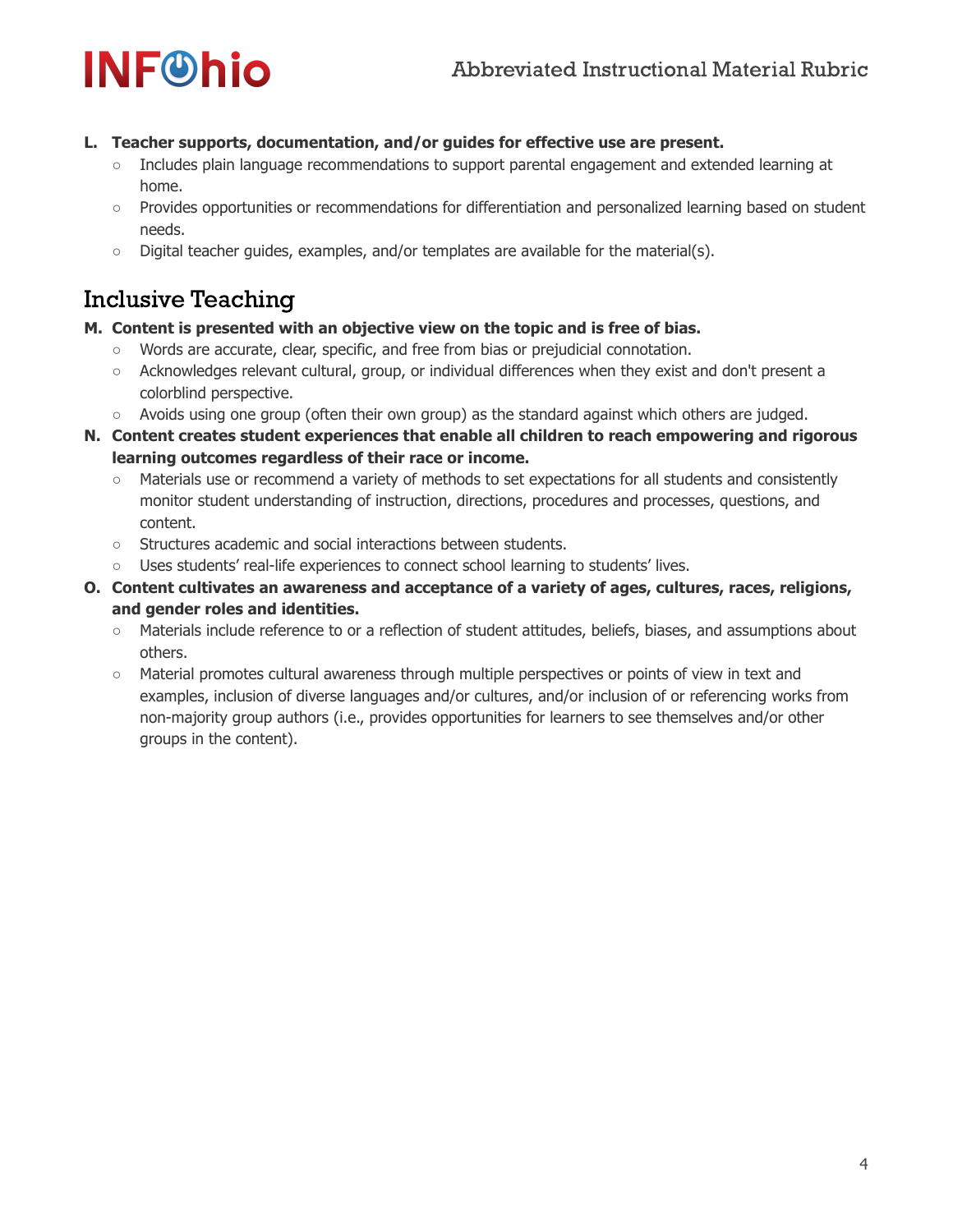**L. Teacher supports, documentation, and/or guides for effective use are present.**

- Includes plain language recommendations to support parental engagement and extended learning at home.
- Provides opportunities or recommendations for differentiation and personalized learning based on student needs.
- Digital teacher guides, examples, and/or templates are available for the material(s).

## Inclusive Teaching

**M. Content is presented with an objective view on the topic and is free of bias.**

- Words are accurate, clear, specific, and free from bias or prejudicial connotation.
- Acknowledges relevant cultural, group, or individual differences when they exist and don't present a colorblind perspective.
- Avoids using one group (often their own group) as the standard against which others are judged.

**N. Content creates student experiences that enable all children to reach empowering and rigorous learning outcomes regardless of their race or income.**

- Materials use or recommend a variety of methods to set expectations for all students and consistently monitor student understanding of instruction, directions, procedures and processes, questions, and content.
- Structures academic and social interactions between students.
- Uses students' real-life experiences to connect school learning to students' lives.

**O. Content cultivates an awareness and acceptance of a variety of ages, cultures, races, religions, and gender roles and identities.**

- Materials include reference to or a reflection of student attitudes, beliefs, biases, and assumptions about others.
- Material promotes cultural awareness through multiple perspectives or points of view in text and examples, inclusion of diverse languages and/or cultures, and/or inclusion of or referencing works from non-majority group authors (i.e., provides opportunities for learners to see themselves and/or other groups in the content).